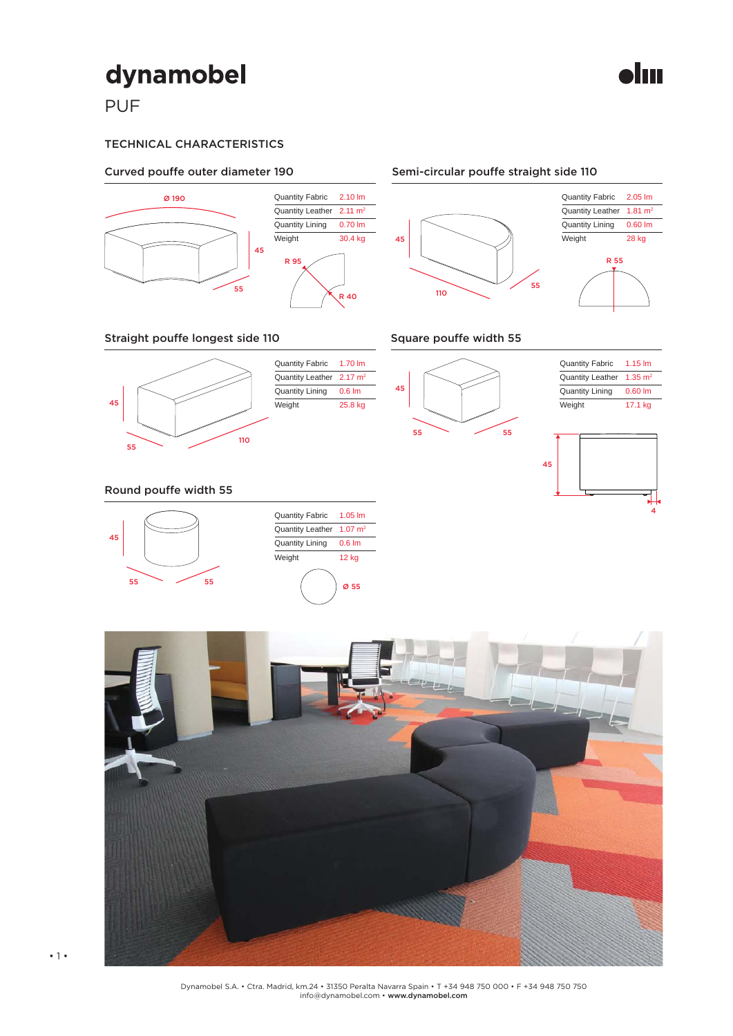# dynamobel

## PUF

### TECHNICAL CHARACTERISTICS

#### Curved pouffe outer diameter 190

| | |
|---|---|
| Quantity Fabric | 2.10 lm |
| Quantity Leather | 2.11 m² |
| Quantity Lining | 0.70 lm |
| Weight | 30.4 kg |

Ø 190, 45, 55, R 95, R 40

#### Semi-circular pouffe straight side 110

| | |
|---|---|
| Quantity Fabric | 2.05 lm |
| Quantity Leather | 1.81 m² |
| Quantity Lining | 0.60 lm |
| Weight | 28 kg |

45, 110, 55, R 55

#### Straight pouffe longest side 110

| | |
|---|---|
| Quantity Fabric | 1.70 lm |
| Quantity Leather | 2.17 m² |
| Quantity Lining | 0.6 lm |
| Weight | 25.8 kg |

45, 55, 110

#### Square pouffe width 55

| | |
|---|---|
| Quantity Fabric | 1.15 lm |
| Quantity Leather | 1.35 m² |
| Quantity Lining | 0.60 lm |
| Weight | 17.1 kg |

45, 55, 55, 45, 4

#### Round pouffe width 55

| | |
|---|---|
| Quantity Fabric | 1.05 lm |
| Quantity Leather | 1.07 m² |
| Quantity Lining | 0.6 lm |
| Weight | 12 kg |

45, 55, 55, Ø 55

Dynamobel S.A. • Ctra. Madrid, km.24 • 31350 Peralta Navarra Spain • T +34 948 750 000 • F +34 948 750 750
info@dynamobel.com • **www.dynamobel.com**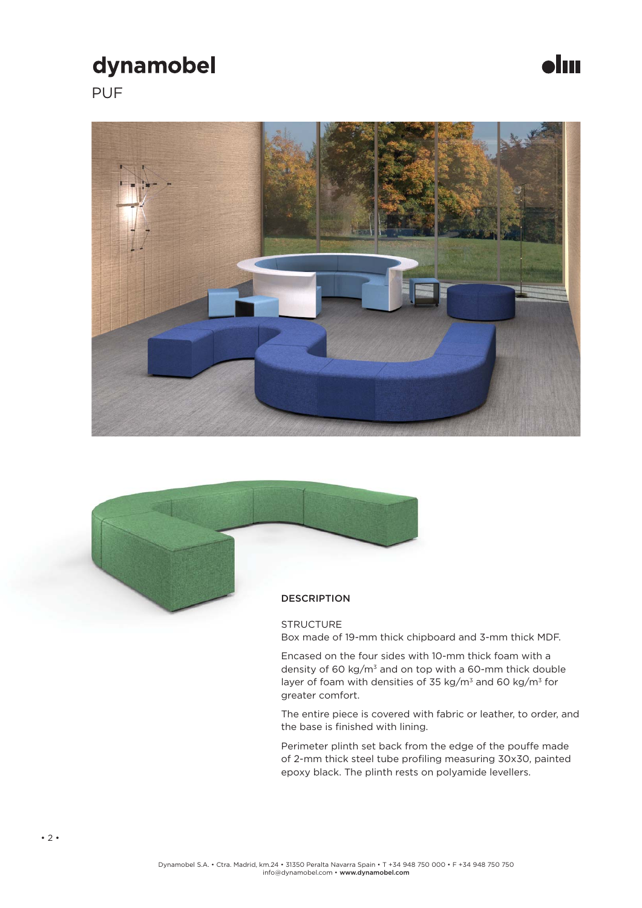# dynamobel

PUF

### DESCRIPTION

STRUCTURE

Box made of 19-mm thick chipboard and 3-mm thick MDF.

Encased on the four sides with 10-mm thick foam with a density of 60 kg/m$^3$ and on top with a 60-mm thick double layer of foam with densities of 35 kg/m$^3$ and 60 kg/m$^3$ for greater comfort.

The entire piece is covered with fabric or leather, to order, and the base is finished with lining.

Perimeter plinth set back from the edge of the pouffe made of 2-mm thick steel tube profiling measuring 30x30, painted epoxy black. The plinth rests on polyamide levellers.

Dynamobel S.A. • Ctra. Madrid, km.24 • 31350 Peralta Navarra Spain • T +34 948 750 000 • F +34 948 750 750
info@dynamobel.com • **www.dynamobel.com**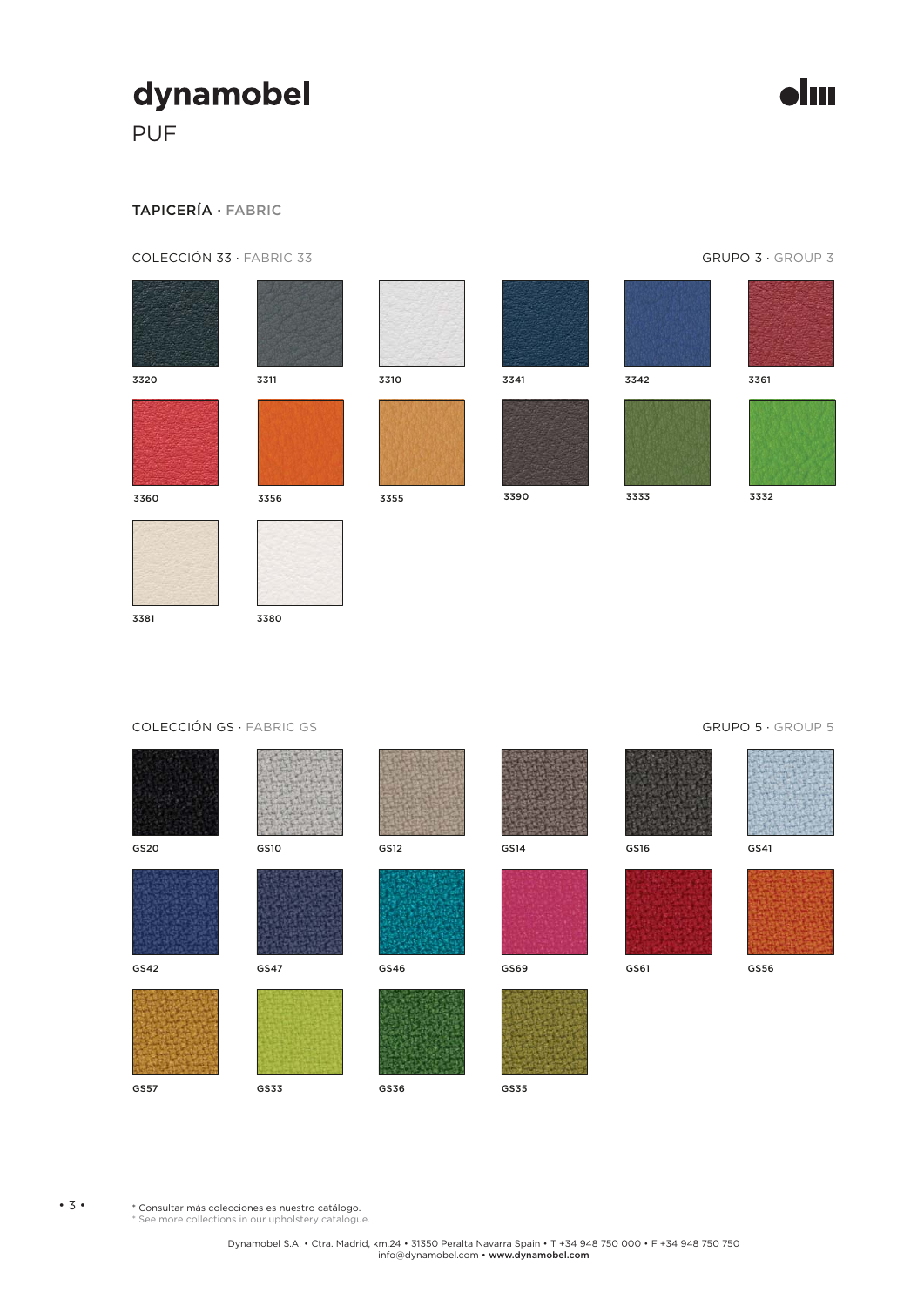# dynamobel

PUF

## TAPICERÍA · FABRIC

### COLECCIÓN 33 · FABRIC 33

GRUPO 3 · GROUP 3

3320
3311
3310
3341
3342
3361

3360
3356
3355
3390
3333
3332

3381
3380

### COLECCIÓN GS · FABRIC GS

GRUPO 5 · GROUP 5

GS20
GS10
GS12
GS14
GS16
GS41

GS42
GS47
GS46
GS69
GS61
GS56

GS57
GS33
GS36
GS35

* Consultar más colecciones es nuestro catálogo.
* See more collections in our upholstery catalogue.

Dynamobel S.A. • Ctra. Madrid, km.24 • 31350 Peralta Navarra Spain • T +34 948 750 000 • F +34 948 750 750
info@dynamobel.com • **www.dynamobel.com**